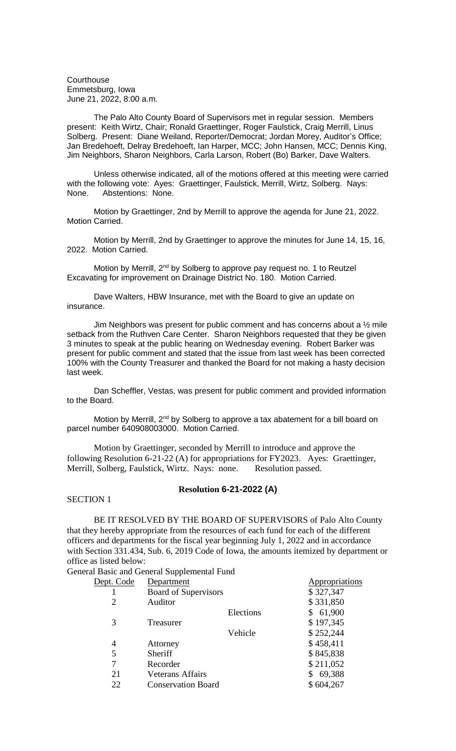Courthouse
Emmetsburg, Iowa
June 21, 2022, 8:00 a.m.

The Palo Alto County Board of Supervisors met in regular session. Members present: Keith Wirtz, Chair; Ronald Graettinger, Roger Faulstick, Craig Merrill, Linus Solberg. Present: Diane Weiland, Reporter/Democrat; Jordan Morey, Auditor's Office; Jan Bredehoeft, Delray Bredehoeft, Ian Harper, MCC; John Hansen, MCC; Dennis King, Jim Neighbors, Sharon Neighbors, Carla Larson, Robert (Bo) Barker, Dave Walters.

Unless otherwise indicated, all of the motions offered at this meeting were carried with the following vote: Ayes: Graettinger, Faulstick, Merrill, Wirtz, Solberg. Nays: None. Abstentions: None.

Motion by Graettinger, 2nd by Merrill to approve the agenda for June 21, 2022. Motion Carried.

Motion by Merrill, 2nd by Graettinger to approve the minutes for June 14, 15, 16, 2022. Motion Carried.

Motion by Merrill, 2nd by Solberg to approve pay request no. 1 to Reutzel Excavating for improvement on Drainage District No. 180. Motion Carried.

Dave Walters, HBW Insurance, met with the Board to give an update on insurance.

Jim Neighbors was present for public comment and has concerns about a ½ mile setback from the Ruthven Care Center. Sharon Neighbors requested that they be given 3 minutes to speak at the public hearing on Wednesday evening. Robert Barker was present for public comment and stated that the issue from last week has been corrected 100% with the County Treasurer and thanked the Board for not making a hasty decision last week.

Dan Scheffler, Vestas, was present for public comment and provided information to the Board.

Motion by Merrill, 2nd by Solberg to approve a tax abatement for a bill board on parcel number 640908003000. Motion Carried.

Motion by Graettinger, seconded by Merrill to introduce and approve the following Resolution 6-21-22 (A) for appropriations for FY2023. Ayes: Graettinger, Merrill, Solberg, Faulstick, Wirtz. Nays: none. Resolution passed.

**Resolution 6-21-2022 (A)**

SECTION 1

BE IT RESOLVED BY THE BOARD OF SUPERVISORS of Palo Alto County that they hereby appropriate from the resources of each fund for each of the different officers and departments for the fiscal year beginning July 1, 2022 and in accordance with Section 331.434, Sub. 6, 2019 Code of Iowa, the amounts itemized by department or office as listed below:

General Basic and General Supplemental Fund

| Dept. Code | Department | | Appropriations |
|---|---|---|---|
| 1 | Board of Supervisors | | $ 327,347 |
| 2 | Auditor | | $ 331,850 |
| | | Elections | $ 61,900 |
| 3 | Treasurer | | $ 197,345 |
| | | Vehicle | $ 252,244 |
| 4 | Attorney | | $ 458,411 |
| 5 | Sheriff | | $ 845,838 |
| 7 | Recorder | | $ 211,052 |
| 21 | Veterans Affairs | | $ 69,388 |
| 22 | Conservation Board | | $ 604,267 |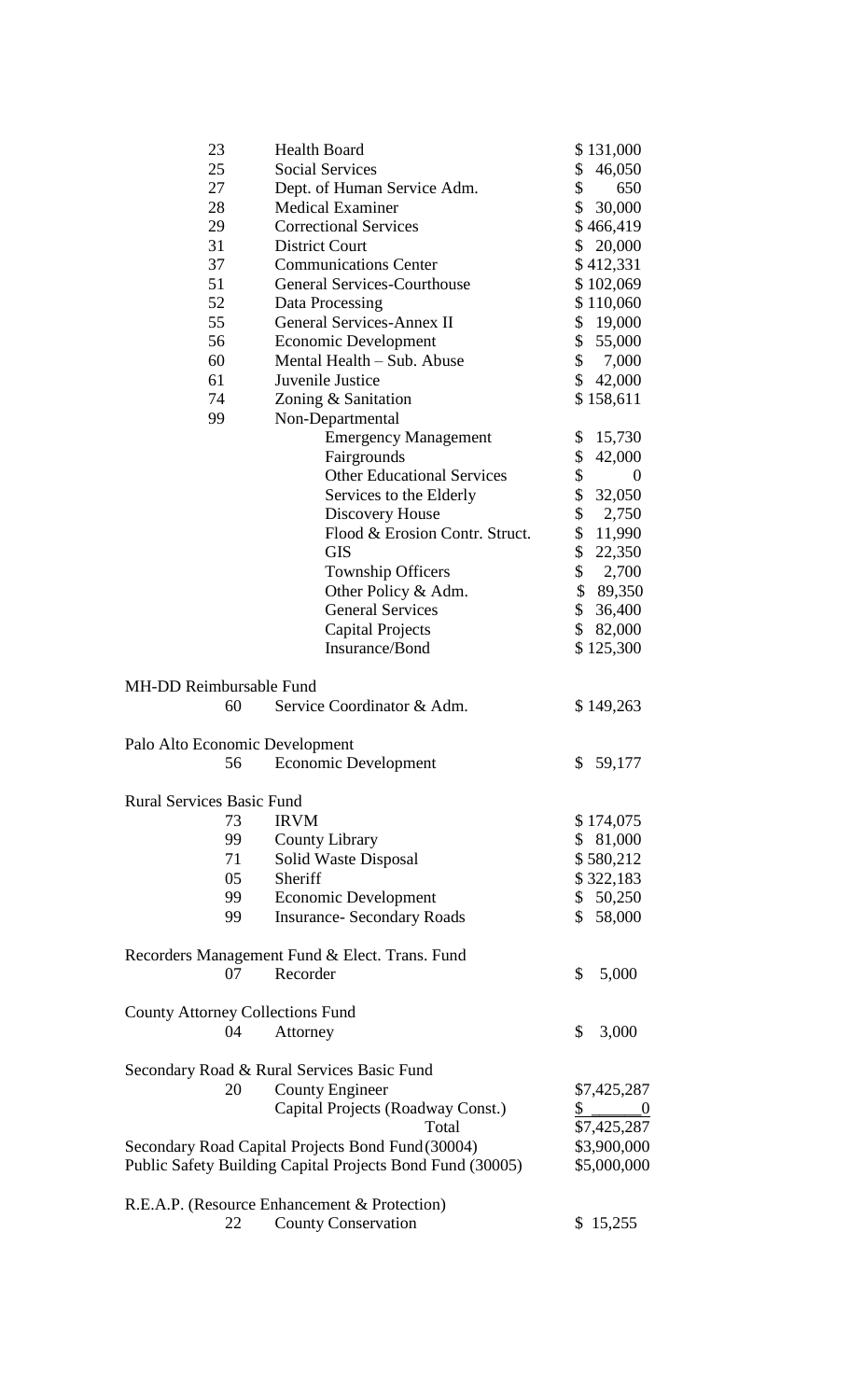| | | |
|---|---|---|
| 23 | Health Board | $ 131,000 |
| 25 | Social Services | $ 46,050 |
| 27 | Dept. of Human Service Adm. | $ 650 |
| 28 | Medical Examiner | $ 30,000 |
| 29 | Correctional Services | $ 466,419 |
| 31 | District Court | $ 20,000 |
| 37 | Communications Center | $ 412,331 |
| 51 | General Services-Courthouse | $ 102,069 |
| 52 | Data Processing | $ 110,060 |
| 55 | General Services-Annex II | $ 19,000 |
| 56 | Economic Development | $ 55,000 |
| 60 | Mental Health – Sub. Abuse | $ 7,000 |
| 61 | Juvenile Justice | $ 42,000 |
| 74 | Zoning & Sanitation | $ 158,611 |
| 99 | Non-Departmental | |
| | Emergency Management | $ 15,730 |
| | Fairgrounds | $ 42,000 |
| | Other Educational Services | $ 0 |
| | Services to the Elderly | $ 32,050 |
| | Discovery House | $ 2,750 |
| | Flood & Erosion Contr. Struct. | $ 11,990 |
| | GIS | $ 22,350 |
| | Township Officers | $ 2,700 |
| | Other Policy & Adm. | $ 89,350 |
| | General Services | $ 36,400 |
| | Capital Projects | $ 82,000 |
| | Insurance/Bond | $ 125,300 |

MH-DD Reimbursable Fund

| | | |
|---|---|---|
| 60 | Service Coordinator & Adm. | $ 149,263 |

Palo Alto Economic Development

| | | |
|---|---|---|
| 56 | Economic Development | $ 59,177 |

Rural Services Basic Fund

| | | |
|---|---|---|
| 73 | IRVM | $ 174,075 |
| 99 | County Library | $ 81,000 |
| 71 | Solid Waste Disposal | $ 580,212 |
| 05 | Sheriff | $ 322,183 |
| 99 | Economic Development | $ 50,250 |
| 99 | Insurance- Secondary Roads | $ 58,000 |

Recorders Management Fund & Elect. Trans. Fund

| | | |
|---|---|---|
| 07 | Recorder | $ 5,000 |

County Attorney Collections Fund

| | | |
|---|---|---|
| 04 | Attorney | $ 3,000 |

Secondary Road & Rural Services Basic Fund

| | | |
|---|---|---|
| 20 | County Engineer | $7,425,287 |
| | Capital Projects (Roadway Const.) | $ 0 |
| | Total | $7,425,287 |

| | |
|---|---|
| Secondary Road Capital Projects Bond Fund (30004) | $3,900,000 |
| Public Safety Building Capital Projects Bond Fund (30005) | $5,000,000 |

R.E.A.P. (Resource Enhancement & Protection)

| | | |
|---|---|---|
| 22 | County Conservation | $ 15,255 |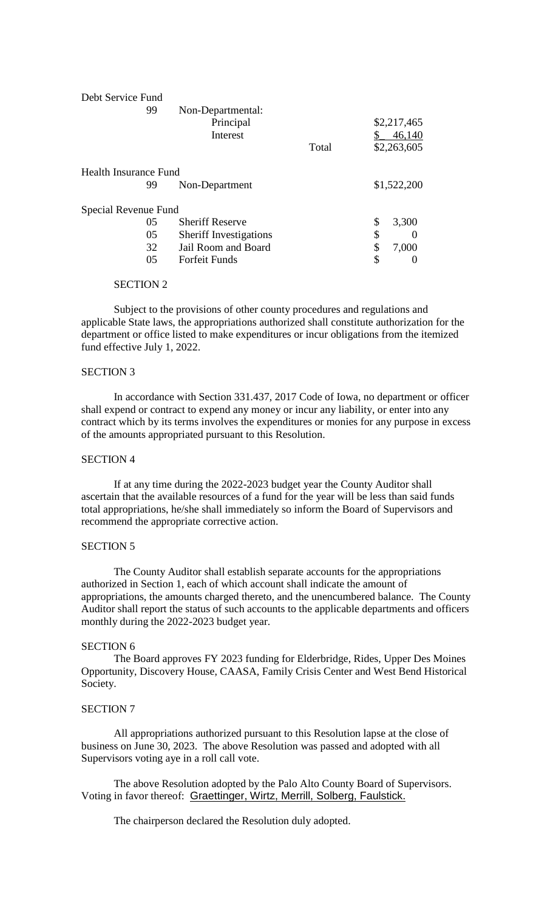| Debt Service Fund | | | |
|---|---|---|---|
| 99 | Non-Departmental: | | |
| | Principal | | \$2,217,465 |
| | Interest | | \$ 46,140 |
| | | Total | \$2,263,605 |
| **Health Insurance Fund** | | | |
| 99 | Non-Department | | \$1,522,200 |
| **Special Revenue Fund** | | | |
| 05 | Sheriff Reserve | | \$ 3,300 |
| 05 | Sheriff Investigations | | \$ 0 |
| 32 | Jail Room and Board | | \$ 7,000 |
| 05 | Forfeit Funds | | \$ 0 |

SECTION 2

Subject to the provisions of other county procedures and regulations and applicable State laws, the appropriations authorized shall constitute authorization for the department or office listed to make expenditures or incur obligations from the itemized fund effective July 1, 2022.

SECTION 3

In accordance with Section 331.437, 2017 Code of Iowa, no department or officer shall expend or contract to expend any money or incur any liability, or enter into any contract which by its terms involves the expenditures or monies for any purpose in excess of the amounts appropriated pursuant to this Resolution.

SECTION 4

If at any time during the 2022-2023 budget year the County Auditor shall ascertain that the available resources of a fund for the year will be less than said funds total appropriations, he/she shall immediately so inform the Board of Supervisors and recommend the appropriate corrective action.

SECTION 5

The County Auditor shall establish separate accounts for the appropriations authorized in Section 1, each of which account shall indicate the amount of appropriations, the amounts charged thereto, and the unencumbered balance. The County Auditor shall report the status of such accounts to the applicable departments and officers monthly during the 2022-2023 budget year.

SECTION 6

The Board approves FY 2023 funding for Elderbridge, Rides, Upper Des Moines Opportunity, Discovery House, CAASA, Family Crisis Center and West Bend Historical Society.

SECTION 7

All appropriations authorized pursuant to this Resolution lapse at the close of business on June 30, 2023. The above Resolution was passed and adopted with all Supervisors voting aye in a roll call vote.

The above Resolution adopted by the Palo Alto County Board of Supervisors. Voting in favor thereof: Graettinger, Wirtz, Merrill, Solberg, Faulstick.

The chairperson declared the Resolution duly adopted.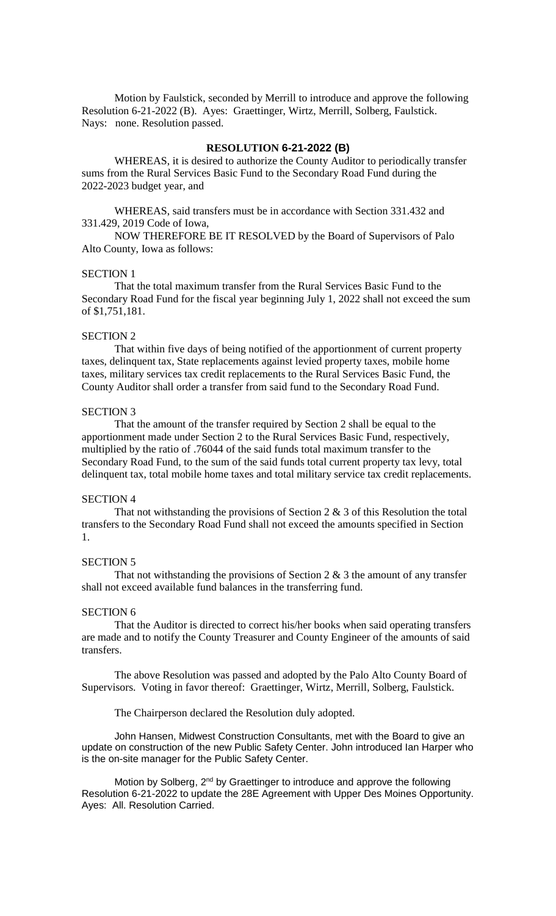Motion by Faulstick, seconded by Merrill to introduce and approve the following Resolution 6-21-2022 (B). Ayes: Graettinger, Wirtz, Merrill, Solberg, Faulstick. Nays: none. Resolution passed.

## RESOLUTION 6-21-2022 (B)

WHEREAS, it is desired to authorize the County Auditor to periodically transfer sums from the Rural Services Basic Fund to the Secondary Road Fund during the 2022-2023 budget year, and

WHEREAS, said transfers must be in accordance with Section 331.432 and 331.429, 2019 Code of Iowa,

NOW THEREFORE BE IT RESOLVED by the Board of Supervisors of Palo Alto County, Iowa as follows:

SECTION 1

That the total maximum transfer from the Rural Services Basic Fund to the Secondary Road Fund for the fiscal year beginning July 1, 2022 shall not exceed the sum of $1,751,181.

SECTION 2

That within five days of being notified of the apportionment of current property taxes, delinquent tax, State replacements against levied property taxes, mobile home taxes, military services tax credit replacements to the Rural Services Basic Fund, the County Auditor shall order a transfer from said fund to the Secondary Road Fund.

SECTION 3

That the amount of the transfer required by Section 2 shall be equal to the apportionment made under Section 2 to the Rural Services Basic Fund, respectively, multiplied by the ratio of .76044 of the said funds total maximum transfer to the Secondary Road Fund, to the sum of the said funds total current property tax levy, total delinquent tax, total mobile home taxes and total military service tax credit replacements.

SECTION 4

That not withstanding the provisions of Section 2 & 3 of this Resolution the total transfers to the Secondary Road Fund shall not exceed the amounts specified in Section 1.

SECTION 5

That not withstanding the provisions of Section 2 & 3 the amount of any transfer shall not exceed available fund balances in the transferring fund.

SECTION 6

That the Auditor is directed to correct his/her books when said operating transfers are made and to notify the County Treasurer and County Engineer of the amounts of said transfers.

The above Resolution was passed and adopted by the Palo Alto County Board of Supervisors. Voting in favor thereof: Graettinger, Wirtz, Merrill, Solberg, Faulstick.

The Chairperson declared the Resolution duly adopted.

John Hansen, Midwest Construction Consultants, met with the Board to give an update on construction of the new Public Safety Center. John introduced Ian Harper who is the on-site manager for the Public Safety Center.

Motion by Solberg, 2nd by Graettinger to introduce and approve the following Resolution 6-21-2022 to update the 28E Agreement with Upper Des Moines Opportunity. Ayes: All. Resolution Carried.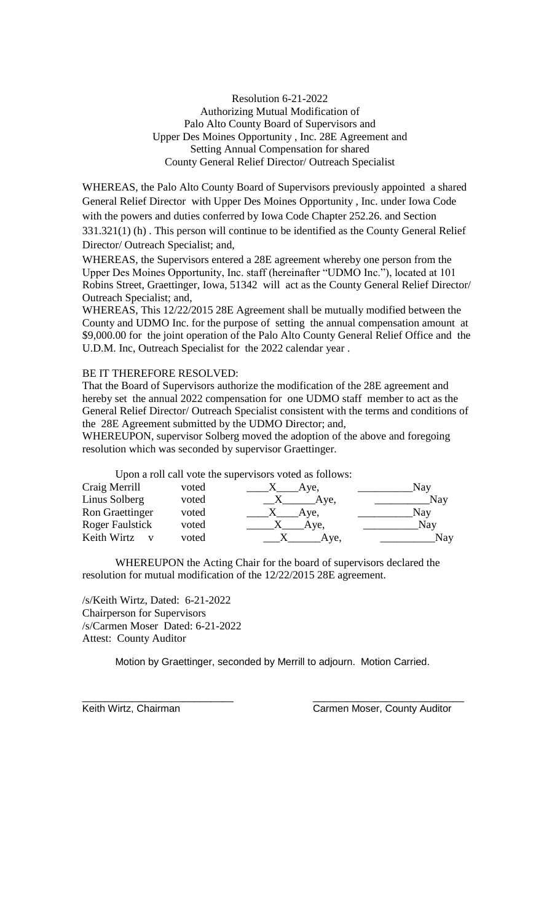Resolution 6-21-2022
Authorizing Mutual Modification of
Palo Alto County Board of Supervisors and
Upper Des Moines Opportunity , Inc. 28E Agreement and
Setting Annual Compensation for shared
County General Relief Director/ Outreach Specialist

WHEREAS, the Palo Alto County Board of Supervisors previously appointed a shared General Relief Director with Upper Des Moines Opportunity , Inc. under Iowa Code with the powers and duties conferred by Iowa Code Chapter 252.26. and Section 331.321(1) (h) . This person will continue to be identified as the County General Relief Director/ Outreach Specialist; and,

WHEREAS, the Supervisors entered a 28E agreement whereby one person from the Upper Des Moines Opportunity, Inc. staff (hereinafter "UDMO Inc."), located at 101 Robins Street, Graettinger, Iowa, 51342 will act as the County General Relief Director/ Outreach Specialist; and,

WHEREAS, This 12/22/2015 28E Agreement shall be mutually modified between the County and UDMO Inc. for the purpose of setting the annual compensation amount at $9,000.00 for the joint operation of the Palo Alto County General Relief Office and the U.D.M. Inc, Outreach Specialist for the 2022 calendar year .

BE IT THEREFORE RESOLVED:

That the Board of Supervisors authorize the modification of the 28E agreement and hereby set the annual 2022 compensation for one UDMO staff member to act as the General Relief Director/ Outreach Specialist consistent with the terms and conditions of the 28E Agreement submitted by the UDMO Director; and,

WHEREUPON, supervisor Solberg moved the adoption of the above and foregoing resolution which was seconded by supervisor Graettinger.

Upon a roll call vote the supervisors voted as follows:

| | | | |
|---|---|---|---|
| Craig Merrill | voted | \_\_\_\_X\_\_\_\_Aye, | \_\_\_\_\_\_\_\_\_\_Nay |
| Linus Solberg | voted | \_\_X\_\_\_\_\_\_Aye, | \_\_\_\_\_\_\_\_\_\_Nay |
| Ron Graettinger | voted | \_\_\_\_X\_\_\_\_Aye, | \_\_\_\_\_\_\_\_\_\_Nay |
| Roger Faulstick | voted | \_\_\_\_\_X\_\_\_\_Aye, | \_\_\_\_\_\_\_\_\_\_Nay |
| Keith Wirtz v | voted | \_\_\_X\_\_\_\_\_\_Aye, | \_\_\_\_\_\_\_\_\_\_Nay |

WHEREUPON the Acting Chair for the board of supervisors declared the resolution for mutual modification of the 12/22/2015 28E agreement.

/s/Keith Wirtz, Dated: 6-21-2022
Chairperson for Supervisors
/s/Carmen Moser Dated: 6-21-2022
Attest: County Auditor

Motion by Graettinger, seconded by Merrill to adjourn. Motion Carried.

\_\_\_\_\_\_\_\_\_\_\_\_\_\_\_\_\_\_\_\_\_\_\_\_\_\_\_\_ \_\_\_\_\_\_\_\_\_\_\_\_\_\_\_\_\_\_\_\_\_\_\_\_\_\_\_\_
Keith Wirtz, Chairman Carmen Moser, County Auditor